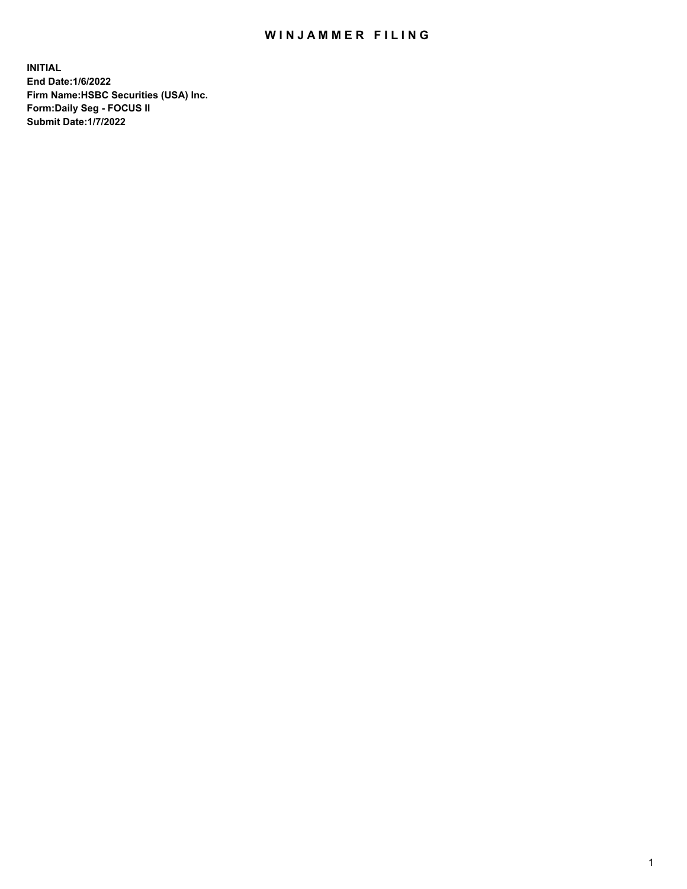# WINJAMMER FILING

**INITIAL**
**End Date:1/6/2022**
**Firm Name:HSBC Securities (USA) Inc.**
**Form:Daily Seg - FOCUS II**
**Submit Date:1/7/2022**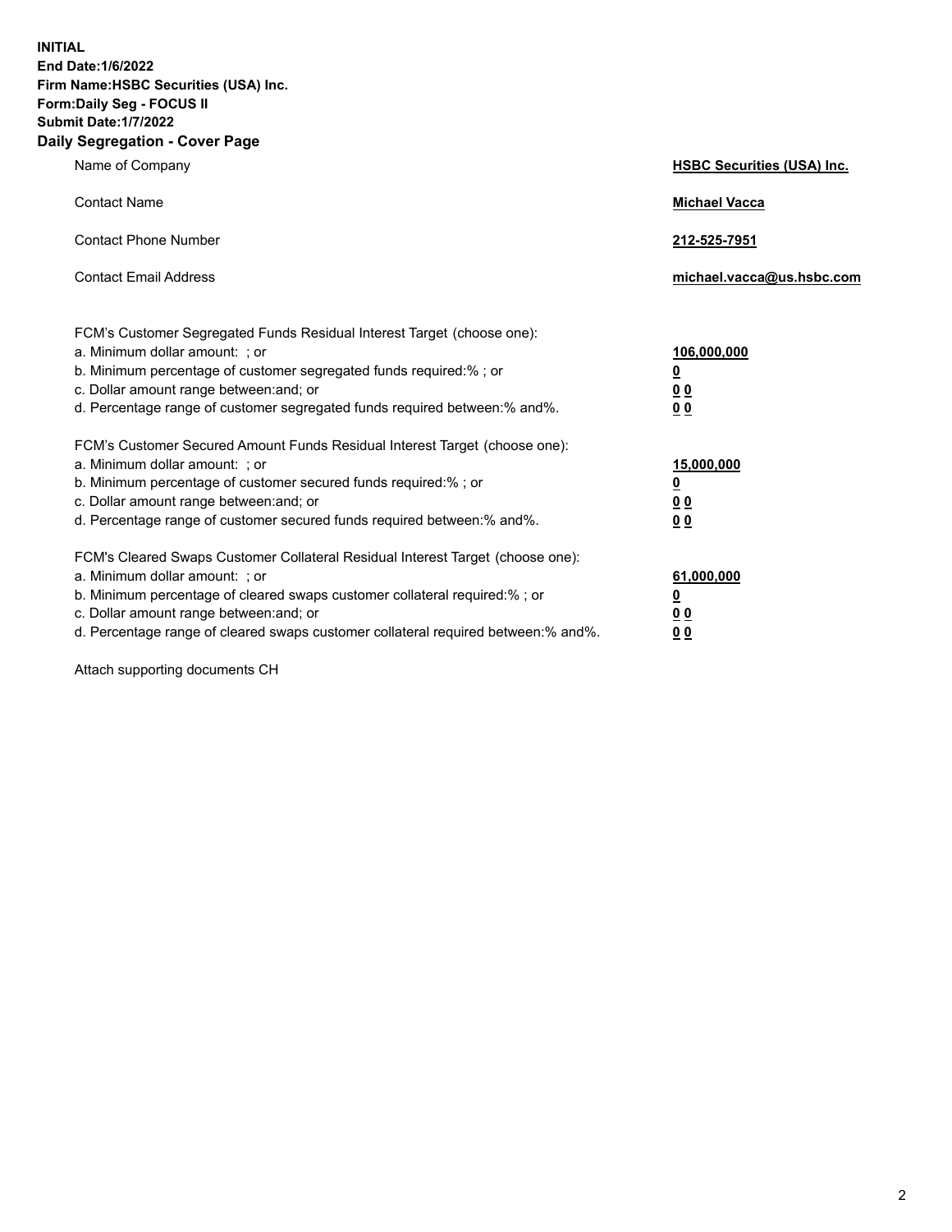**INITIAL**
**End Date:1/6/2022**
**Firm Name:HSBC Securities (USA) Inc.**
**Form:Daily Seg - FOCUS II**
**Submit Date:1/7/2022**

## Daily Segregation - Cover Page

| | |
|---|---|
| Name of Company | **HSBC Securities (USA) Inc.** |
| Contact Name | **Michael Vacca** |
| Contact Phone Number | **212-525-7951** |
| Contact Email Address | **michael.vacca@us.hsbc.com** |

| | |
|---|---|
| FCM's Customer Segregated Funds Residual Interest Target (choose one): | |
| a. Minimum dollar amount: ; or | **106,000,000** |
| b. Minimum percentage of customer segregated funds required:% ; or | **0** |
| c. Dollar amount range between:and; or | **0 0** |
| d. Percentage range of customer segregated funds required between:% and%. | **0 0** |
| FCM's Customer Secured Amount Funds Residual Interest Target (choose one): | |
| a. Minimum dollar amount: ; or | **15,000,000** |
| b. Minimum percentage of customer secured funds required:% ; or | **0** |
| c. Dollar amount range between:and; or | **0 0** |
| d. Percentage range of customer secured funds required between:% and%. | **0 0** |
| FCM's Cleared Swaps Customer Collateral Residual Interest Target (choose one): | |
| a. Minimum dollar amount: ; or | **61,000,000** |
| b. Minimum percentage of cleared swaps customer collateral required:% ; or | **0** |
| c. Dollar amount range between:and; or | **0 0** |
| d. Percentage range of cleared swaps customer collateral required between:% and%. | **0 0** |

Attach supporting documents CH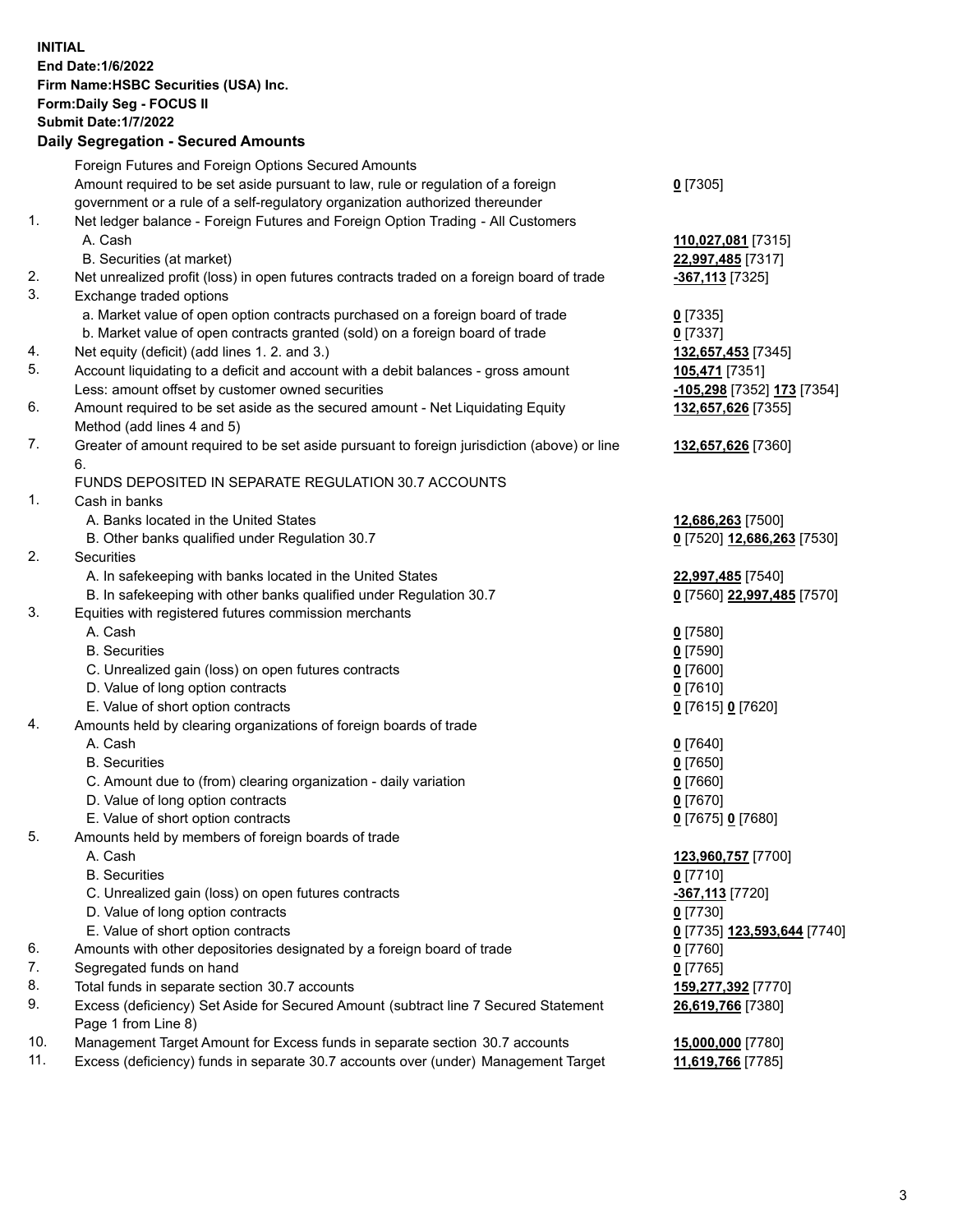**INITIAL**
**End Date:1/6/2022**
**Firm Name:HSBC Securities (USA) Inc.**
**Form:Daily Seg - FOCUS II**
**Submit Date:1/7/2022**

## Daily Segregation - Secured Amounts

| | | |
|---|---|---|
| | Foreign Futures and Foreign Options Secured Amounts | |
| | Amount required to be set aside pursuant to law, rule or regulation of a foreign government or a rule of a self-regulatory organization authorized thereunder | **0** [7305] |
| 1. | Net ledger balance - Foreign Futures and Foreign Option Trading - All Customers | |
| | A. Cash | **110,027,081** [7315] |
| | B. Securities (at market) | **22,997,485** [7317] |
| 2. | Net unrealized profit (loss) in open futures contracts traded on a foreign board of trade | **-367,113** [7325] |
| 3. | Exchange traded options | |
| | a. Market value of open option contracts purchased on a foreign board of trade | **0** [7335] |
| | b. Market value of open contracts granted (sold) on a foreign board of trade | **0** [7337] |
| 4. | Net equity (deficit) (add lines 1. 2. and 3.) | **132,657,453** [7345] |
| 5. | Account liquidating to a deficit and account with a debit balances - gross amount | **105,471** [7351] |
| | Less: amount offset by customer owned securities | **-105,298** [7352] **173** [7354] |
| 6. | Amount required to be set aside as the secured amount - Net Liquidating Equity Method (add lines 4 and 5) | **132,657,626** [7355] |
| 7. | Greater of amount required to be set aside pursuant to foreign jurisdiction (above) or line 6. | **132,657,626** [7360] |
| | FUNDS DEPOSITED IN SEPARATE REGULATION 30.7 ACCOUNTS | |
| 1. | Cash in banks | |
| | A. Banks located in the United States | **12,686,263** [7500] |
| | B. Other banks qualified under Regulation 30.7 | **0** [7520] **12,686,263** [7530] |
| 2. | Securities | |
| | A. In safekeeping with banks located in the United States | **22,997,485** [7540] |
| | B. In safekeeping with other banks qualified under Regulation 30.7 | **0** [7560] **22,997,485** [7570] |
| 3. | Equities with registered futures commission merchants | |
| | A. Cash | **0** [7580] |
| | B. Securities | **0** [7590] |
| | C. Unrealized gain (loss) on open futures contracts | **0** [7600] |
| | D. Value of long option contracts | **0** [7610] |
| | E. Value of short option contracts | **0** [7615] **0** [7620] |
| 4. | Amounts held by clearing organizations of foreign boards of trade | |
| | A. Cash | **0** [7640] |
| | B. Securities | **0** [7650] |
| | C. Amount due to (from) clearing organization - daily variation | **0** [7660] |
| | D. Value of long option contracts | **0** [7670] |
| | E. Value of short option contracts | **0** [7675] **0** [7680] |
| 5. | Amounts held by members of foreign boards of trade | |
| | A. Cash | **123,960,757** [7700] |
| | B. Securities | **0** [7710] |
| | C. Unrealized gain (loss) on open futures contracts | **-367,113** [7720] |
| | D. Value of long option contracts | **0** [7730] |
| | E. Value of short option contracts | **0** [7735] **123,593,644** [7740] |
| 6. | Amounts with other depositories designated by a foreign board of trade | **0** [7760] |
| 7. | Segregated funds on hand | **0** [7765] |
| 8. | Total funds in separate section 30.7 accounts | **159,277,392** [7770] |
| 9. | Excess (deficiency) Set Aside for Secured Amount (subtract line 7 Secured Statement Page 1 from Line 8) | **26,619,766** [7380] |
| 10. | Management Target Amount for Excess funds in separate section 30.7 accounts | **15,000,000** [7780] |
| 11. | Excess (deficiency) funds in separate 30.7 accounts over (under) Management Target | **11,619,766** [7785] |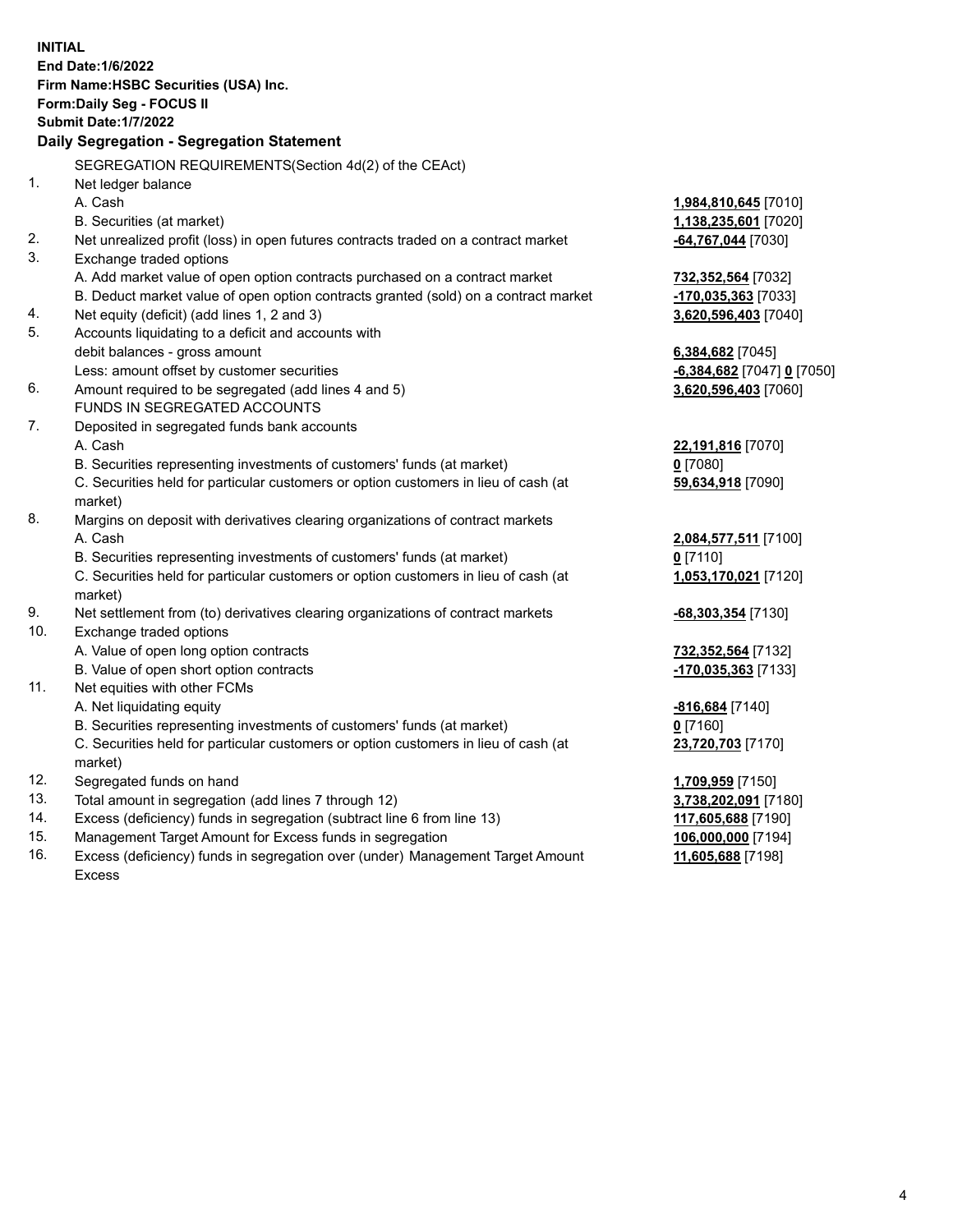**INITIAL**
**End Date:1/6/2022**
**Firm Name:HSBC Securities (USA) Inc.**
**Form:Daily Seg - FOCUS II**
**Submit Date:1/7/2022**

### Daily Segregation - Segregation Statement

| | | |
|---|---|---|
| | SEGREGATION REQUIREMENTS(Section 4d(2) of the CEAct) | |
| 1. | Net ledger balance | |
| | A. Cash | **1,984,810,645** [7010] |
| | B. Securities (at market) | **1,138,235,601** [7020] |
| 2. | Net unrealized profit (loss) in open futures contracts traded on a contract market | **-64,767,044** [7030] |
| 3. | Exchange traded options | |
| | A. Add market value of open option contracts purchased on a contract market | **732,352,564** [7032] |
| | B. Deduct market value of open option contracts granted (sold) on a contract market | **-170,035,363** [7033] |
| 4. | Net equity (deficit) (add lines 1, 2 and 3) | **3,620,596,403** [7040] |
| 5. | Accounts liquidating to a deficit and accounts with debit balances - gross amount | **6,384,682** [7045] |
| | Less: amount offset by customer securities | **-6,384,682** [7047] **0** [7050] |
| 6. | Amount required to be segregated (add lines 4 and 5) | **3,620,596,403** [7060] |
| | FUNDS IN SEGREGATED ACCOUNTS | |
| 7. | Deposited in segregated funds bank accounts | |
| | A. Cash | **22,191,816** [7070] |
| | B. Securities representing investments of customers' funds (at market) | **0** [7080] |
| | C. Securities held for particular customers or option customers in lieu of cash (at market) | **59,634,918** [7090] |
| 8. | Margins on deposit with derivatives clearing organizations of contract markets | |
| | A. Cash | **2,084,577,511** [7100] |
| | B. Securities representing investments of customers' funds (at market) | **0** [7110] |
| | C. Securities held for particular customers or option customers in lieu of cash (at market) | **1,053,170,021** [7120] |
| 9. | Net settlement from (to) derivatives clearing organizations of contract markets | **-68,303,354** [7130] |
| 10. | Exchange traded options | |
| | A. Value of open long option contracts | **732,352,564** [7132] |
| | B. Value of open short option contracts | **-170,035,363** [7133] |
| 11. | Net equities with other FCMs | |
| | A. Net liquidating equity | **-816,684** [7140] |
| | B. Securities representing investments of customers' funds (at market) | **0** [7160] |
| | C. Securities held for particular customers or option customers in lieu of cash (at market) | **23,720,703** [7170] |
| 12. | Segregated funds on hand | **1,709,959** [7150] |
| 13. | Total amount in segregation (add lines 7 through 12) | **3,738,202,091** [7180] |
| 14. | Excess (deficiency) funds in segregation (subtract line 6 from line 13) | **117,605,688** [7190] |
| 15. | Management Target Amount for Excess funds in segregation | **106,000,000** [7194] |
| 16. | Excess (deficiency) funds in segregation over (under) Management Target Amount Excess | **11,605,688** [7198] |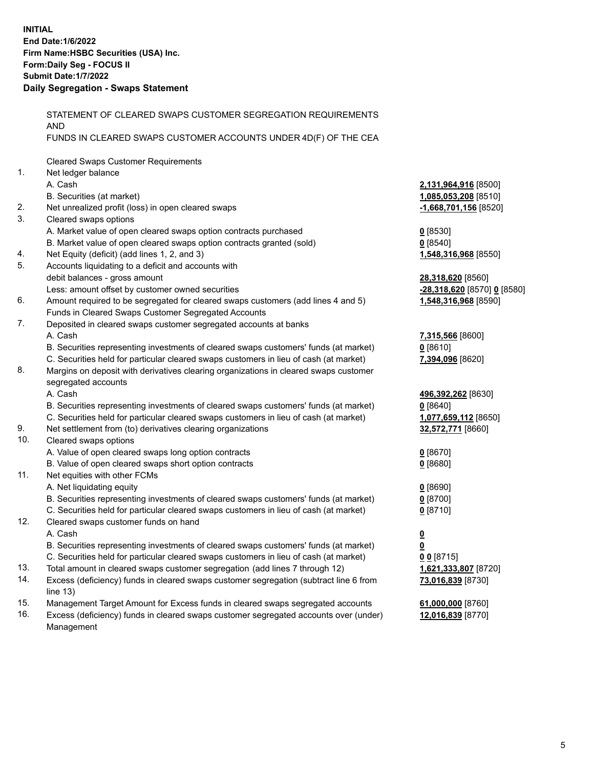**INITIAL**
**End Date:1/6/2022**
**Firm Name:HSBC Securities (USA) Inc.**
**Form:Daily Seg - FOCUS II**
**Submit Date:1/7/2022**
**Daily Segregation - Swaps Statement**

STATEMENT OF CLEARED SWAPS CUSTOMER SEGREGATION REQUIREMENTS AND FUNDS IN CLEARED SWAPS CUSTOMER ACCOUNTS UNDER 4D(F) OF THE CEA

| | | |
|---|---|---|
| | Cleared Swaps Customer Requirements | |
| 1. | Net ledger balance | |
| | A. Cash | **2,131,964,916** [8500] |
| | B. Securities (at market) | **1,085,053,208** [8510] |
| 2. | Net unrealized profit (loss) in open cleared swaps | **-1,668,701,156** [8520] |
| 3. | Cleared swaps options | |
| | A. Market value of open cleared swaps option contracts purchased | **0** [8530] |
| | B. Market value of open cleared swaps option contracts granted (sold) | **0** [8540] |
| 4. | Net Equity (deficit) (add lines 1, 2, and 3) | **1,548,316,968** [8550] |
| 5. | Accounts liquidating to a deficit and accounts with debit balances - gross amount | **28,318,620** [8560] |
| | Less: amount offset by customer owned securities | **-28,318,620** [8570] **0** [8580] |
| 6. | Amount required to be segregated for cleared swaps customers (add lines 4 and 5) | **1,548,316,968** [8590] |
| | Funds in Cleared Swaps Customer Segregated Accounts | |
| 7. | Deposited in cleared swaps customer segregated accounts at banks | |
| | A. Cash | **7,315,566** [8600] |
| | B. Securities representing investments of cleared swaps customers' funds (at market) | **0** [8610] |
| | C. Securities held for particular cleared swaps customers in lieu of cash (at market) | **7,394,096** [8620] |
| 8. | Margins on deposit with derivatives clearing organizations in cleared swaps customer segregated accounts | |
| | A. Cash | **496,392,262** [8630] |
| | B. Securities representing investments of cleared swaps customers' funds (at market) | **0** [8640] |
| | C. Securities held for particular cleared swaps customers in lieu of cash (at market) | **1,077,659,112** [8650] |
| 9. | Net settlement from (to) derivatives clearing organizations | **32,572,771** [8660] |
| 10. | Cleared swaps options | |
| | A. Value of open cleared swaps long option contracts | **0** [8670] |
| | B. Value of open cleared swaps short option contracts | **0** [8680] |
| 11. | Net equities with other FCMs | |
| | A. Net liquidating equity | **0** [8690] |
| | B. Securities representing investments of cleared swaps customers' funds (at market) | **0** [8700] |
| | C. Securities held for particular cleared swaps customers in lieu of cash (at market) | **0** [8710] |
| 12. | Cleared swaps customer funds on hand | |
| | A. Cash | **0** |
| | B. Securities representing investments of cleared swaps customers' funds (at market) | **0** |
| | C. Securities held for particular cleared swaps customers in lieu of cash (at market) | **0** **0** [8715] |
| 13. | Total amount in cleared swaps customer segregation (add lines 7 through 12) | **1,621,333,807** [8720] |
| 14. | Excess (deficiency) funds in cleared swaps customer segregation (subtract line 6 from line 13) | **73,016,839** [8730] |
| 15. | Management Target Amount for Excess funds in cleared swaps segregated accounts | **61,000,000** [8760] |
| 16. | Excess (deficiency) funds in cleared swaps customer segregated accounts over (under) Management | **12,016,839** [8770] |